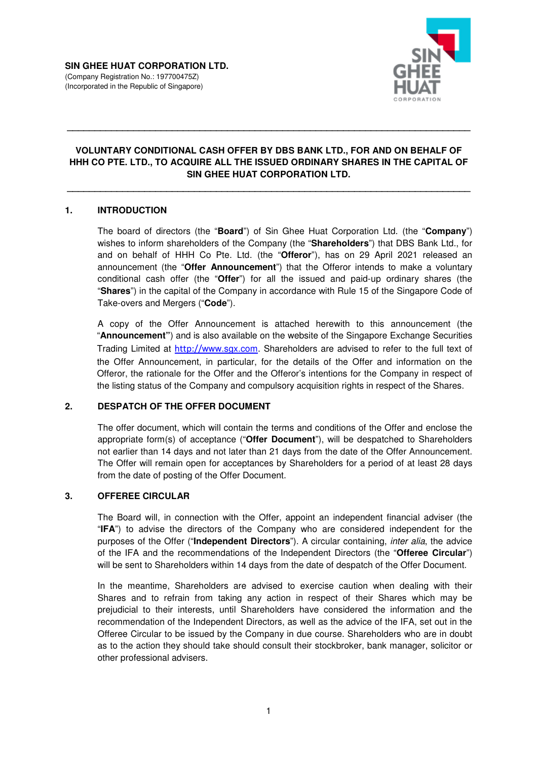**SIN GHEE HUAT CORPORATION LTD.**
(Company Registration No.: 197700475Z)
(Incorporated in the Republic of Singapore)

---

**VOLUNTARY CONDITIONAL CASH OFFER BY DBS BANK LTD., FOR AND ON BEHALF OF HHH CO PTE. LTD., TO ACQUIRE ALL THE ISSUED ORDINARY SHARES IN THE CAPITAL OF SIN GHEE HUAT CORPORATION LTD.**

---

## 1. INTRODUCTION

The board of directors (the "**Board**") of Sin Ghee Huat Corporation Ltd. (the "**Company**") wishes to inform shareholders of the Company (the "**Shareholders**") that DBS Bank Ltd., for and on behalf of HHH Co Pte. Ltd. (the "**Offeror**"), has on 29 April 2021 released an announcement (the "**Offer Announcement**") that the Offeror intends to make a voluntary conditional cash offer (the "**Offer**") for all the issued and paid-up ordinary shares (the "**Shares**") in the capital of the Company in accordance with Rule 15 of the Singapore Code of Take-overs and Mergers ("**Code**").

A copy of the Offer Announcement is attached herewith to this announcement (the "**Announcement**") and is also available on the website of the Singapore Exchange Securities Trading Limited at http://www.sgx.com. Shareholders are advised to refer to the full text of the Offer Announcement, in particular, for the details of the Offer and information on the Offeror, the rationale for the Offer and the Offeror's intentions for the Company in respect of the listing status of the Company and compulsory acquisition rights in respect of the Shares.

## 2. DESPATCH OF THE OFFER DOCUMENT

The offer document, which will contain the terms and conditions of the Offer and enclose the appropriate form(s) of acceptance ("**Offer Document**"), will be despatched to Shareholders not earlier than 14 days and not later than 21 days from the date of the Offer Announcement. The Offer will remain open for acceptances by Shareholders for a period of at least 28 days from the date of posting of the Offer Document.

## 3. OFFEREE CIRCULAR

The Board will, in connection with the Offer, appoint an independent financial adviser (the "**IFA**") to advise the directors of the Company who are considered independent for the purposes of the Offer ("**Independent Directors**"). A circular containing, *inter alia*, the advice of the IFA and the recommendations of the Independent Directors (the "**Offeree Circular**") will be sent to Shareholders within 14 days from the date of despatch of the Offer Document.

In the meantime, Shareholders are advised to exercise caution when dealing with their Shares and to refrain from taking any action in respect of their Shares which may be prejudicial to their interests, until Shareholders have considered the information and the recommendation of the Independent Directors, as well as the advice of the IFA, set out in the Offeree Circular to be issued by the Company in due course. Shareholders who are in doubt as to the action they should take should consult their stockbroker, bank manager, solicitor or other professional advisers.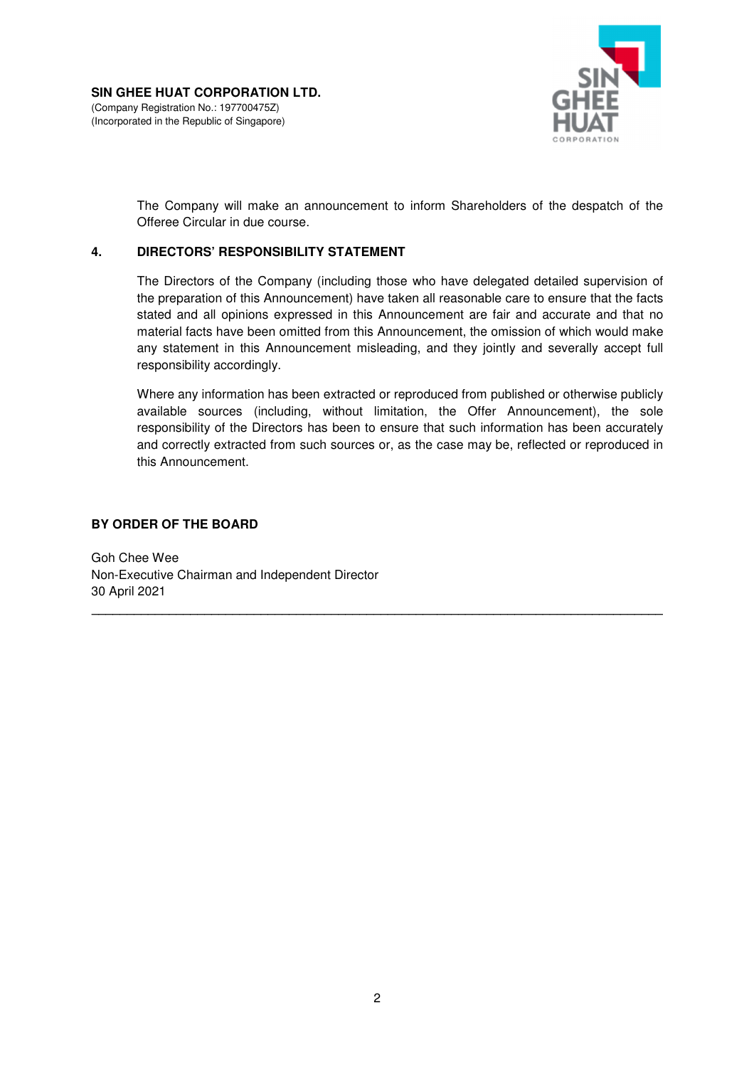**SIN GHEE HUAT CORPORATION LTD.**
(Company Registration No.: 197700475Z)
(Incorporated in the Republic of Singapore)

The Company will make an announcement to inform Shareholders of the despatch of the Offeree Circular in due course.

**4. DIRECTORS' RESPONSIBILITY STATEMENT**

The Directors of the Company (including those who have delegated detailed supervision of the preparation of this Announcement) have taken all reasonable care to ensure that the facts stated and all opinions expressed in this Announcement are fair and accurate and that no material facts have been omitted from this Announcement, the omission of which would make any statement in this Announcement misleading, and they jointly and severally accept full responsibility accordingly.

Where any information has been extracted or reproduced from published or otherwise publicly available sources (including, without limitation, the Offer Announcement), the sole responsibility of the Directors has been to ensure that such information has been accurately and correctly extracted from such sources or, as the case may be, reflected or reproduced in this Announcement.

**BY ORDER OF THE BOARD**

Goh Chee Wee
Non-Executive Chairman and Independent Director
30 April 2021